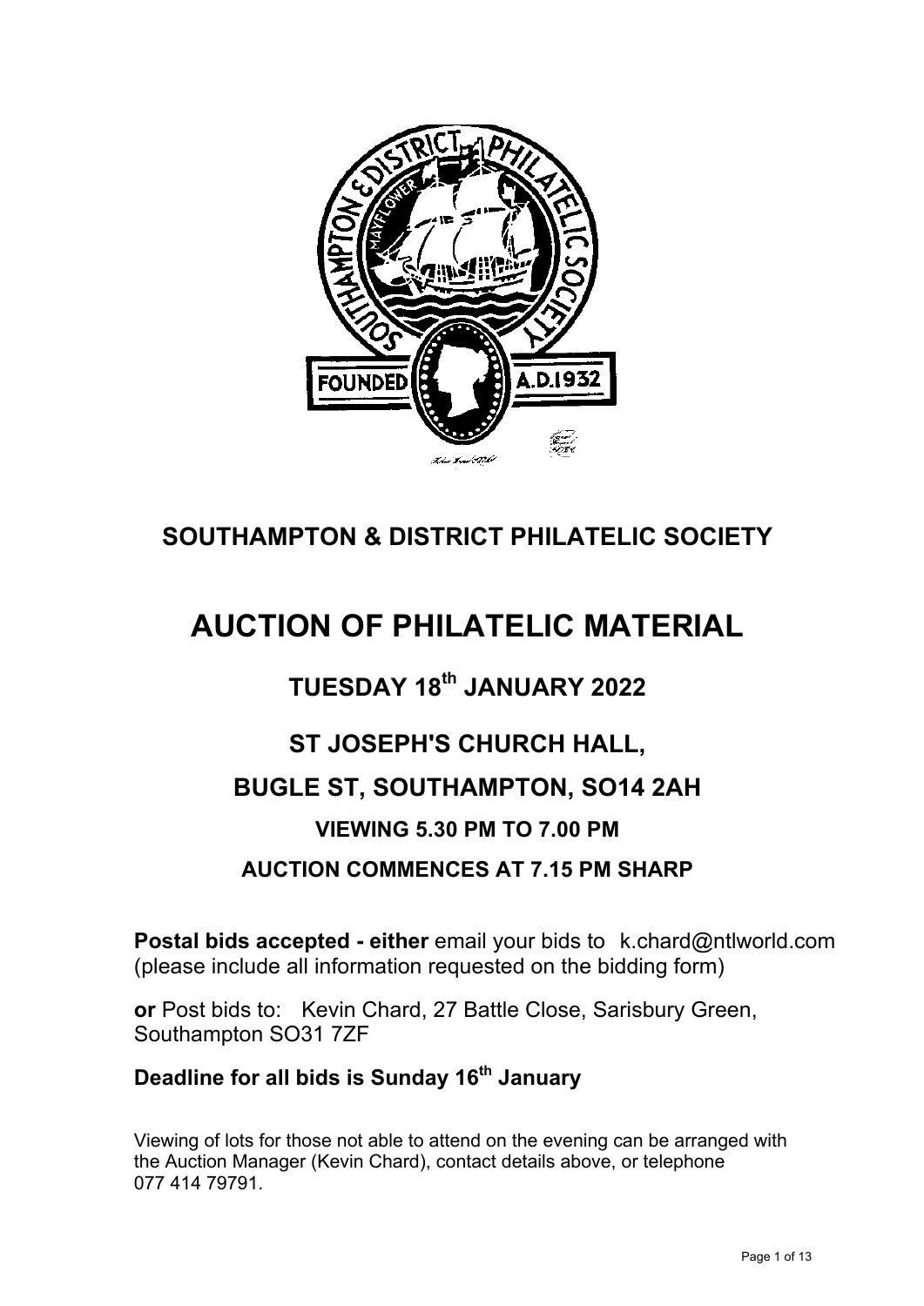# SOUTHAMPTON & DISTRICT PHILATELIC SOCIETY

# AUCTION OF PHILATELIC MATERIAL

## TUESDAY 18th JANUARY 2022

## ST JOSEPH'S CHURCH HALL,

## BUGLE ST, SOUTHAMPTON, SO14 2AH

### VIEWING 5.30 PM TO 7.00 PM

### AUCTION COMMENCES AT 7.15 PM SHARP

**Postal bids accepted - either** email your bids to k.chard@ntlworld.com (please include all information requested on the bidding form)

**or** Post bids to: Kevin Chard, 27 Battle Close, Sarisbury Green, Southampton SO31 7ZF

**Deadline for all bids is Sunday 16th January**

Viewing of lots for those not able to attend on the evening can be arranged with the Auction Manager (Kevin Chard), contact details above, or telephone 077 414 79791.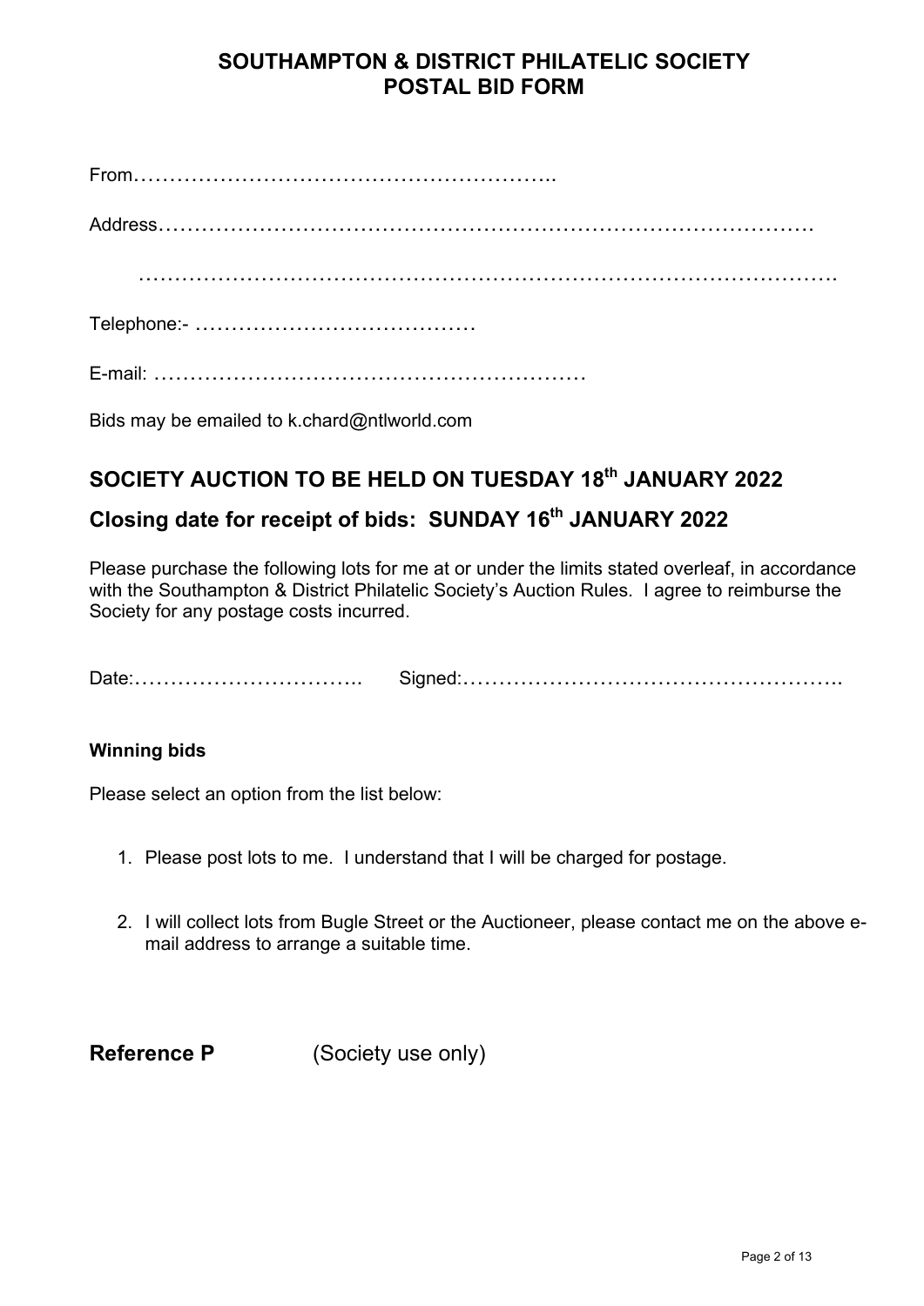# SOUTHAMPTON & DISTRICT PHILATELIC SOCIETY
# POSTAL BID FORM

From…………………………………………………..

Address…………………………………………………………………………………

…………………………………………………………………………………………

Telephone:- …………………………………

E-mail: ……………………………………………………

Bids may be emailed to k.chard@ntlworld.com

## SOCIETY AUCTION TO BE HELD ON TUESDAY 18th JANUARY 2022

## Closing date for receipt of bids: SUNDAY 16th JANUARY 2022

Please purchase the following lots for me at or under the limits stated overleaf, in accordance with the Southampton & District Philatelic Society's Auction Rules. I agree to reimburse the Society for any postage costs incurred.

Date:………………………….. Signed:…………………………………………….

**Winning bids**

Please select an option from the list below:

1. Please post lots to me. I understand that I will be charged for postage.

2. I will collect lots from Bugle Street or the Auctioneer, please contact me on the above e-mail address to arrange a suitable time.

**Reference P** (Society use only)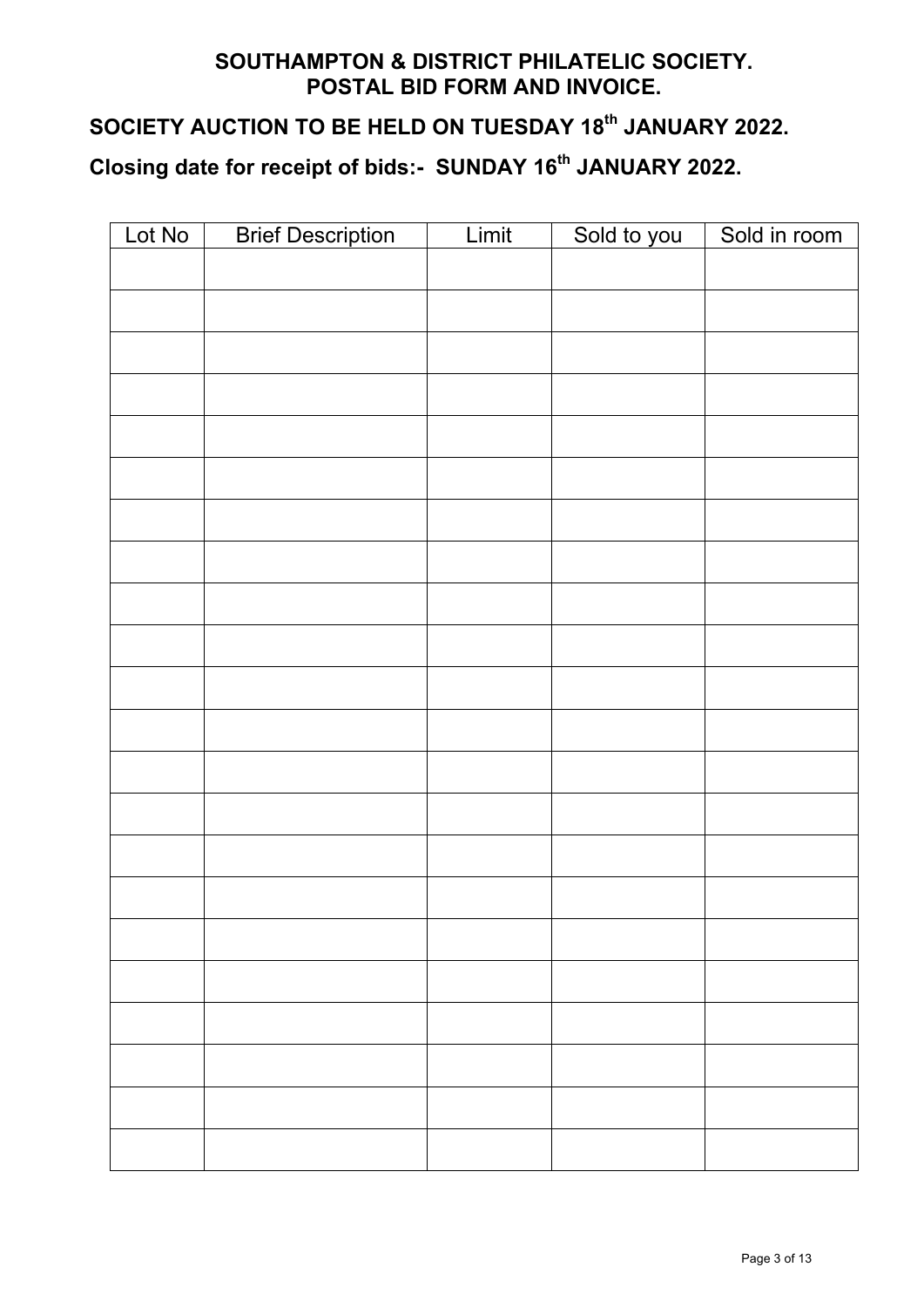**SOUTHAMPTON & DISTRICT PHILATELIC SOCIETY.**
**POSTAL BID FORM AND INVOICE.**

**SOCIETY AUCTION TO BE HELD ON TUESDAY 18th JANUARY 2022.**

**Closing date for receipt of bids:- SUNDAY 16th JANUARY 2022.**

| Lot No | Brief Description | Limit | Sold to you | Sold in room |
|---|---|---|---|---|
| | | | | |
| | | | | |
| | | | | |
| | | | | |
| | | | | |
| | | | | |
| | | | | |
| | | | | |
| | | | | |
| | | | | |
| | | | | |
| | | | | |
| | | | | |
| | | | | |
| | | | | |
| | | | | |
| | | | | |
| | | | | |
| | | | | |
| | | | | |
| | | | | |
| | | | | |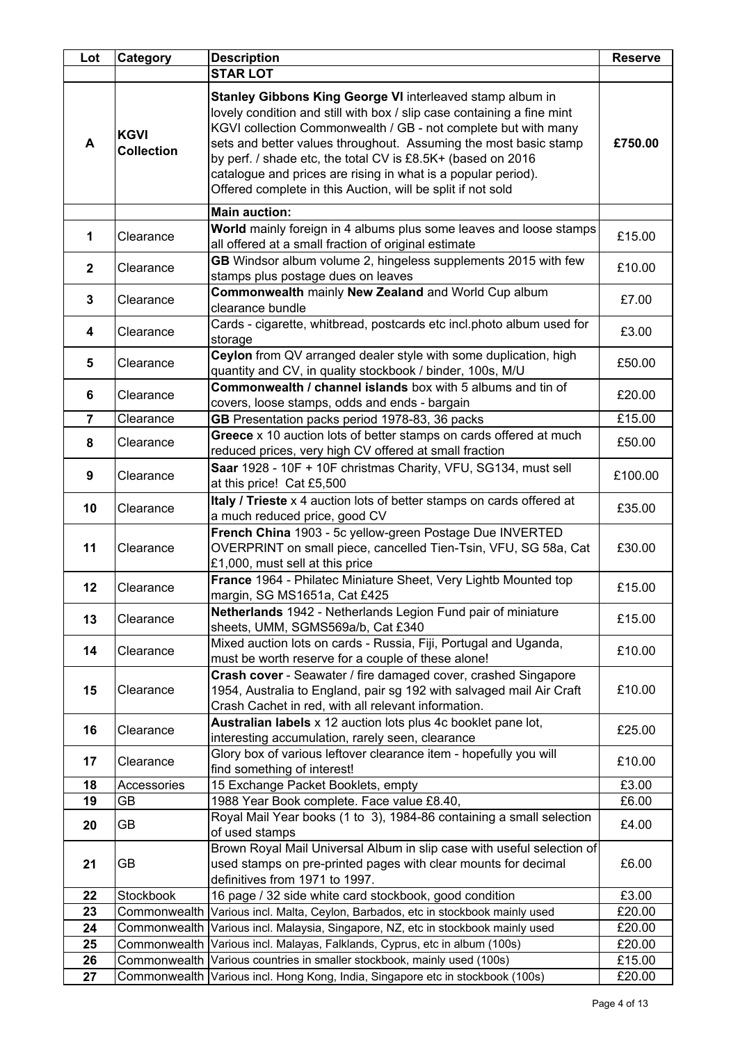| Lot | Category | Description | Reserve |
|---|---|---|---|
| | | **STAR LOT** | |
| **A** | **KGVI Collection** | **Stanley Gibbons King George VI** interleaved stamp album in lovely condition and still with box / slip case containing a fine mint KGVI collection Commonwealth / GB - not complete but with many sets and better values throughout. Assuming the most basic stamp by perf. / shade etc, the total CV is £8.5K+ (based on 2016 catalogue and prices are rising in what is a popular period). Offered complete in this Auction, will be split if not sold | **£750.00** |
| | | **Main auction:** | |
| **1** | Clearance | **World** mainly foreign in 4 albums plus some leaves and loose stamps all offered at a small fraction of original estimate | £15.00 |
| **2** | Clearance | **GB** Windsor album volume 2, hingeless supplements 2015 with few stamps plus postage dues on leaves | £10.00 |
| **3** | Clearance | **Commonwealth** mainly **New Zealand** and World Cup album clearance bundle | £7.00 |
| **4** | Clearance | Cards - cigarette, whitbread, postcards etc incl.photo album used for storage | £3.00 |
| **5** | Clearance | **Ceylon** from QV arranged dealer style with some duplication, high quantity and CV, in quality stockbook / binder, 100s, M/U | £50.00 |
| **6** | Clearance | **Commonwealth / channel islands** box with 5 albums and tin of covers, loose stamps, odds and ends - bargain | £20.00 |
| **7** | Clearance | **GB** Presentation packs period 1978-83, 36 packs | £15.00 |
| **8** | Clearance | **Greece** x 10 auction lots of better stamps on cards offered at much reduced prices, very high CV offered at small fraction | £50.00 |
| **9** | Clearance | **Saar** 1928 - 10F + 10F christmas Charity, VFU, SG134, must sell at this price! Cat £5,500 | £100.00 |
| **10** | Clearance | **Italy / Trieste** x 4 auction lots of better stamps on cards offered at a much reduced price, good CV | £35.00 |
| **11** | Clearance | **French China** 1903 - 5c yellow-green Postage Due INVERTED OVERPRINT on small piece, cancelled Tien-Tsin, VFU, SG 58a, Cat £1,000, must sell at this price | £30.00 |
| **12** | Clearance | **France** 1964 - Philatec Miniature Sheet, Very Lightb Mounted top margin, SG MS1651a, Cat £425 | £15.00 |
| **13** | Clearance | **Netherlands** 1942 - Netherlands Legion Fund pair of miniature sheets, UMM, SGMS569a/b, Cat £340 | £15.00 |
| **14** | Clearance | Mixed auction lots on cards - Russia, Fiji, Portugal and Uganda, must be worth reserve for a couple of these alone! | £10.00 |
| **15** | Clearance | **Crash cover** - Seawater / fire damaged cover, crashed Singapore 1954, Australia to England, pair sg 192 with salvaged mail Air Craft Crash Cachet in red, with all relevant information. | £10.00 |
| **16** | Clearance | **Australian labels** x 12 auction lots plus 4c booklet pane lot, interesting accumulation, rarely seen, clearance | £25.00 |
| **17** | Clearance | Glory box of various leftover clearance item - hopefully you will find something of interest! | £10.00 |
| **18** | Accessories | 15 Exchange Packet Booklets, empty | £3.00 |
| **19** | GB | 1988 Year Book complete. Face value £8.40, | £6.00 |
| **20** | GB | Royal Mail Year books (1 to 3), 1984-86 containing a small selection of used stamps | £4.00 |
| **21** | GB | Brown Royal Mail Universal Album in slip case with useful selection of used stamps on pre-printed pages with clear mounts for decimal definitives from 1971 to 1997. | £6.00 |
| **22** | Stockbook | 16 page / 32 side white card stockbook, good condition | £3.00 |
| **23** | Commonwealth | Various incl. Malta, Ceylon, Barbados, etc in stockbook mainly used | £20.00 |
| **24** | Commonwealth | Various incl. Malaysia, Singapore, NZ, etc in stockbook mainly used | £20.00 |
| **25** | Commonwealth | Various incl. Malayas, Falklands, Cyprus, etc in album (100s) | £20.00 |
| **26** | Commonwealth | Various countries in smaller stockbook, mainly used (100s) | £15.00 |
| **27** | Commonwealth | Various incl. Hong Kong, India, Singapore etc in stockbook (100s) | £20.00 |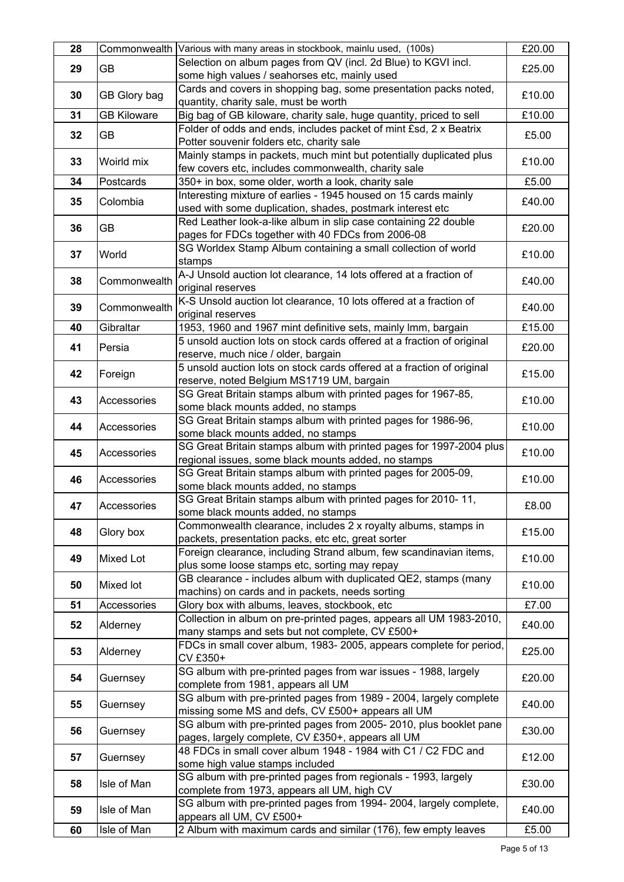| | | | |
|---|---|---|---|
| 28 | Commonwealth | Various with many areas in stockbook, mainlu used, (100s) | £20.00 |
| 29 | GB | Selection on album pages from QV (incl. 2d Blue) to KGVI incl. some high values / seahorses etc, mainly used | £25.00 |
| 30 | GB Glory bag | Cards and covers in shopping bag, some presentation packs noted, quantity, charity sale, must be worth | £10.00 |
| 31 | GB Kiloware | Big bag of GB kiloware, charity sale, huge quantity, priced to sell | £10.00 |
| 32 | GB | Folder of odds and ends, includes packet of mint £sd, 2 x Beatrix Potter souvenir folders etc, charity sale | £5.00 |
| 33 | Woirld mix | Mainly stamps in packets, much mint but potentially duplicated plus few covers etc, includes commonwealth, charity sale | £10.00 |
| 34 | Postcards | 350+ in box, some older, worth a look, charity sale | £5.00 |
| 35 | Colombia | Interesting mixture of earlies - 1945 housed on 15 cards mainly used with some duplication, shades, postmark interest etc | £40.00 |
| 36 | GB | Red Leather look-a-like album in slip case containing 22 double pages for FDCs together with 40 FDCs from 2006-08 | £20.00 |
| 37 | World | SG Worldex Stamp Album containing a small collection of world stamps | £10.00 |
| 38 | Commonwealth | A-J Unsold auction lot clearance, 14 lots offered at a fraction of original reserves | £40.00 |
| 39 | Commonwealth | K-S Unsold auction lot clearance, 10 lots offered at a fraction of original reserves | £40.00 |
| 40 | Gibraltar | 1953, 1960 and 1967 mint definitive sets, mainly lmm, bargain | £15.00 |
| 41 | Persia | 5 unsold auction lots on stock cards offered at a fraction of original reserve, much nice / older, bargain | £20.00 |
| 42 | Foreign | 5 unsold auction lots on stock cards offered at a fraction of original reserve, noted Belgium MS1719 UM, bargain | £15.00 |
| 43 | Accessories | SG Great Britain stamps album with printed pages for 1967-85, some black mounts added, no stamps | £10.00 |
| 44 | Accessories | SG Great Britain stamps album with printed pages for 1986-96, some black mounts added, no stamps | £10.00 |
| 45 | Accessories | SG Great Britain stamps album with printed pages for 1997-2004 plus regional issues, some black mounts added, no stamps | £10.00 |
| 46 | Accessories | SG Great Britain stamps album with printed pages for 2005-09, some black mounts added, no stamps | £10.00 |
| 47 | Accessories | SG Great Britain stamps album with printed pages for 2010- 11, some black mounts added, no stamps | £8.00 |
| 48 | Glory box | Commonwealth clearance, includes 2 x royalty albums, stamps in packets, presentation packs, etc etc, great sorter | £15.00 |
| 49 | Mixed Lot | Foreign clearance, including Strand album, few scandinavian items, plus some loose stamps etc, sorting may repay | £10.00 |
| 50 | Mixed lot | GB clearance - includes album with duplicated QE2, stamps (many machins) on cards and in packets, needs sorting | £10.00 |
| 51 | Accessories | Glory box with albums, leaves, stockbook, etc | £7.00 |
| 52 | Alderney | Collection in album on pre-printed pages, appears all UM 1983-2010, many stamps and sets but not complete, CV £500+ | £40.00 |
| 53 | Alderney | FDCs in small cover album, 1983- 2005, appears complete for period, CV £350+ | £25.00 |
| 54 | Guernsey | SG album with pre-printed pages from war issues - 1988, largely complete from 1981, appears all UM | £20.00 |
| 55 | Guernsey | SG album with pre-printed pages from 1989 - 2004, largely complete missing some MS and defs, CV £500+ appears all UM | £40.00 |
| 56 | Guernsey | SG album with pre-printed pages from 2005- 2010, plus booklet pane pages, largely complete, CV £350+, appears all UM | £30.00 |
| 57 | Guernsey | 48 FDCs in small cover album 1948 - 1984 with C1 / C2 FDC and some high value stamps included | £12.00 |
| 58 | Isle of Man | SG album with pre-printed pages from regionals - 1993, largely complete from 1973, appears all UM, high CV | £30.00 |
| 59 | Isle of Man | SG album with pre-printed pages from 1994- 2004, largely complete, appears all UM, CV £500+ | £40.00 |
| 60 | Isle of Man | 2 Album with maximum cards and similar (176), few empty leaves | £5.00 |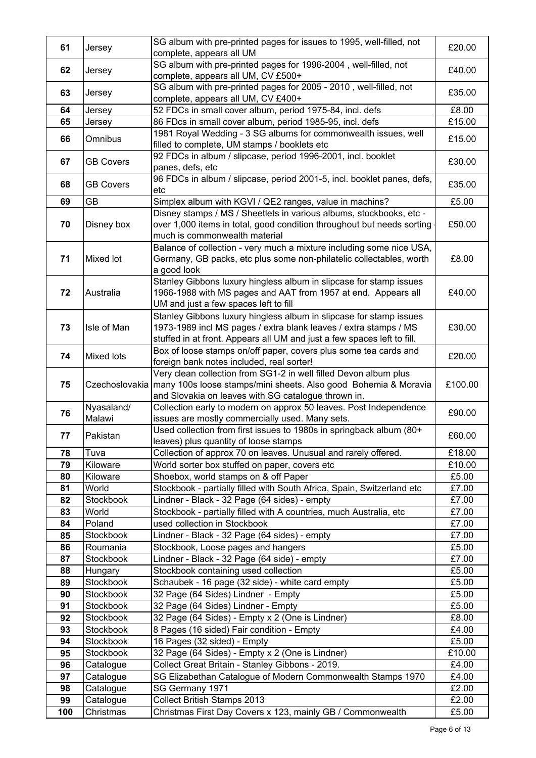| | | | |
|---|---|---|---|
| 61 | Jersey | SG album with pre-printed pages for issues to 1995, well-filled, not complete, appears all UM | £20.00 |
| 62 | Jersey | SG album with pre-printed pages for 1996-2004 , well-filled, not complete, appears all UM, CV £500+ | £40.00 |
| 63 | Jersey | SG album with pre-printed pages for 2005 - 2010 , well-filled, not complete, appears all UM, CV £400+ | £35.00 |
| 64 | Jersey | 52 FDCs in small cover album, period 1975-84, incl. defs | £8.00 |
| 65 | Jersey | 86 FDcs in small cover album, period 1985-95, incl. defs | £15.00 |
| 66 | Omnibus | 1981 Royal Wedding - 3 SG albums for commonwealth issues, well filled to complete, UM stamps / booklets etc | £15.00 |
| 67 | GB Covers | 92 FDCs in album / slipcase, period 1996-2001, incl. booklet panes, defs, etc | £30.00 |
| 68 | GB Covers | 96 FDCs in album / slipcase, period 2001-5, incl. booklet panes, defs, etc | £35.00 |
| 69 | GB | Simplex album with KGVI / QE2 ranges, value in machins? | £5.00 |
| 70 | Disney box | Disney stamps / MS / Sheetlets in various albums, stockbooks, etc - over 1,000 items in total, good condition throughout but needs sorting - much is commonwealth material | £50.00 |
| 71 | Mixed lot | Balance of collection - very much a mixture including some nice USA, Germany, GB packs, etc plus some non-philatelic collectables, worth a good look | £8.00 |
| 72 | Australia | Stanley Gibbons luxury hingless album in slipcase for stamp issues 1966-1988 with MS pages and AAT from 1957 at end. Appears all UM and just a few spaces left to fill | £40.00 |
| 73 | Isle of Man | Stanley Gibbons luxury hingless album in slipcase for stamp issues 1973-1989 incl MS pages / extra blank leaves / extra stamps / MS stuffed in at front. Appears all UM and just a few spaces left to fill. | £30.00 |
| 74 | Mixed lots | Box of loose stamps on/off paper, covers plus some tea cards and foreign bank notes included, real sorter! | £20.00 |
| 75 | Czechoslovakia | Very clean collection from SG1-2 in well filled Devon album plus many 100s loose stamps/mini sheets. Also good Bohemia & Moravia and Slovakia on leaves with SG catalogue thrown in. | £100.00 |
| 76 | Nyasaland/ Malawi | Collection early to modern on approx 50 leaves. Post Independence issues are mostly commercially used. Many sets. | £90.00 |
| 77 | Pakistan | Used collection from first issues to 1980s in springback album (80+ leaves) plus quantity of loose stamps | £60.00 |
| 78 | Tuva | Collection of approx 70 on leaves. Unusual and rarely offered. | £18.00 |
| 79 | Kiloware | World sorter box stuffed on paper, covers etc | £10.00 |
| 80 | Kiloware | Shoebox, world stamps on & off Paper | £5.00 |
| 81 | World | Stockbook - partially filled with South Africa, Spain, Switzerland etc | £7.00 |
| 82 | Stockbook | Lindner - Black - 32 Page (64 sides) - empty | £7.00 |
| 83 | World | Stockbook - partially filled with A countries, much Australia, etc | £7.00 |
| 84 | Poland | used collection in Stockbook | £7.00 |
| 85 | Stockbook | Lindner - Black - 32 Page (64 sides) - empty | £7.00 |
| 86 | Roumania | Stockbook, Loose pages and hangers | £5.00 |
| 87 | Stockbook | Lindner - Black - 32 Page (64 side) - empty | £7.00 |
| 88 | Hungary | Stockbook containing used collection | £5.00 |
| 89 | Stockbook | Schaubek - 16 page (32 side) - white card empty | £5.00 |
| 90 | Stockbook | 32 Page (64 Sides) Lindner - Empty | £5.00 |
| 91 | Stockbook | 32 Page (64 Sides) Lindner - Empty | £5.00 |
| 92 | Stockbook | 32 Page (64 Sides) - Empty x 2 (One is Lindner) | £8.00 |
| 93 | Stockbook | 8 Pages (16 sided) Fair condition - Empty | £4.00 |
| 94 | Stockbook | 16 Pages (32 sided) - Empty | £5.00 |
| 95 | Stockbook | 32 Page (64 Sides) - Empty x 2 (One is Lindner) | £10.00 |
| 96 | Catalogue | Collect Great Britain - Stanley Gibbons - 2019. | £4.00 |
| 97 | Catalogue | SG Elizabethan Catalogue of Modern Commonwealth Stamps 1970 | £4.00 |
| 98 | Catalogue | SG Germany 1971 | £2.00 |
| 99 | Catalogue | Collect British Stamps 2013 | £2.00 |
| 100 | Christmas | Christmas First Day Covers x 123, mainly GB / Commonwealth | £5.00 |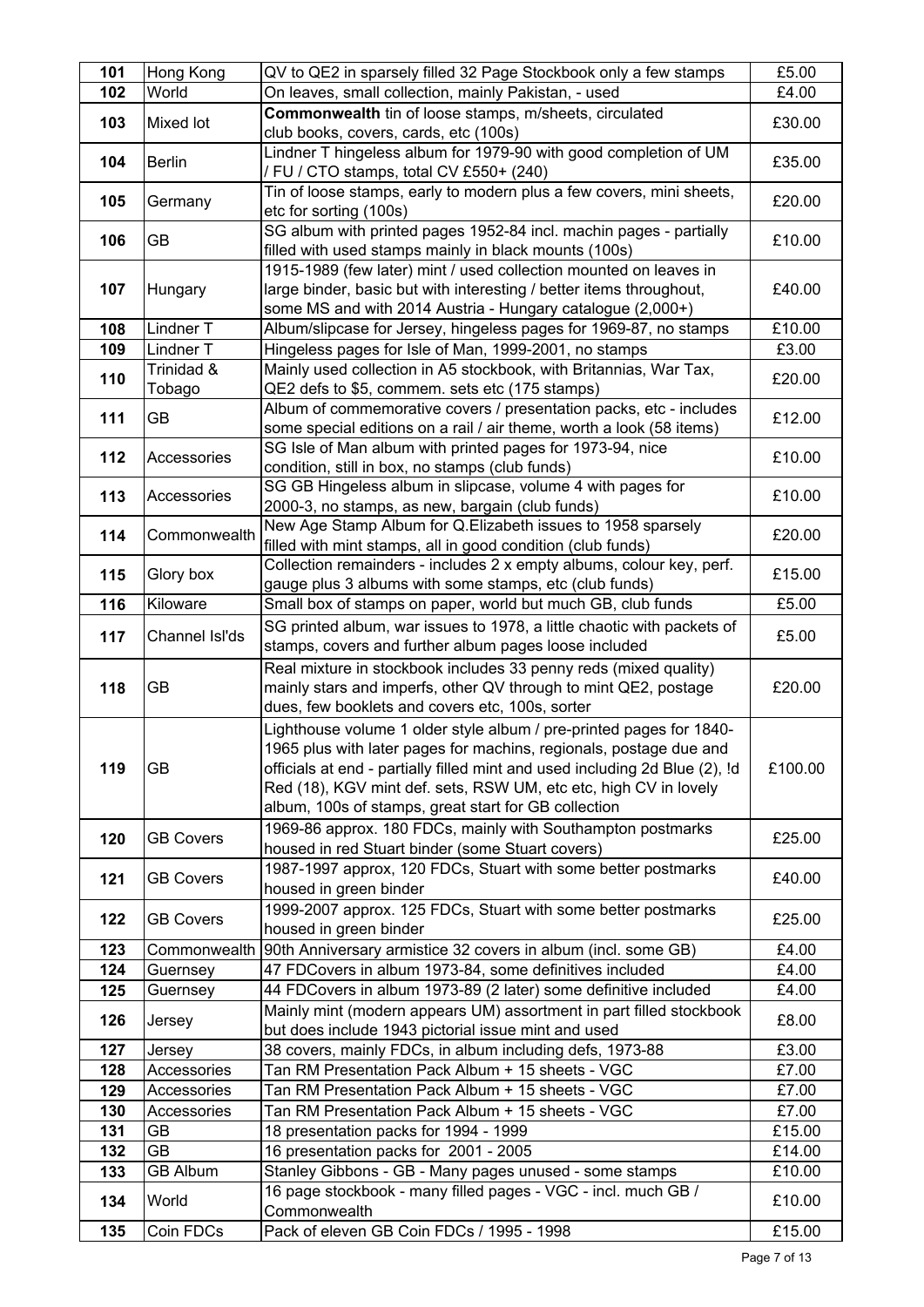| | | | |
|---|---|---|---|
| 101 | Hong Kong | QV to QE2 in sparsely filled 32 Page Stockbook only a few stamps | £5.00 |
| 102 | World | On leaves, small collection, mainly Pakistan, - used | £4.00 |
| 103 | Mixed lot | **Commonwealth** tin of loose stamps, m/sheets, circulated club books, covers, cards, etc (100s) | £30.00 |
| 104 | Berlin | Lindner T hingeless album for 1979-90 with good completion of UM / FU / CTO stamps, total CV £550+ (240) | £35.00 |
| 105 | Germany | Tin of loose stamps, early to modern plus a few covers, mini sheets, etc for sorting (100s) | £20.00 |
| 106 | GB | SG album with printed pages 1952-84 incl. machin pages - partially filled with used stamps mainly in black mounts (100s) | £10.00 |
| 107 | Hungary | 1915-1989 (few later) mint / used collection mounted on leaves in large binder, basic but with interesting / better items throughout, some MS and with 2014 Austria - Hungary catalogue (2,000+) | £40.00 |
| 108 | Lindner T | Album/slipcase for Jersey, hingeless pages for 1969-87, no stamps | £10.00 |
| 109 | Lindner T | Hingeless pages for Isle of Man, 1999-2001, no stamps | £3.00 |
| 110 | Trinidad & Tobago | Mainly used collection in A5 stockbook, with Britannias, War Tax, QE2 defs to $5, commem. sets etc (175 stamps) | £20.00 |
| 111 | GB | Album of commemorative covers / presentation packs, etc - includes some special editions on a rail / air theme, worth a look (58 items) | £12.00 |
| 112 | Accessories | SG Isle of Man album with printed pages for 1973-94, nice condition, still in box, no stamps (club funds) | £10.00 |
| 113 | Accessories | SG GB Hingeless album in slipcase, volume 4 with pages for 2000-3, no stamps, as new, bargain (club funds) | £10.00 |
| 114 | Commonwealth | New Age Stamp Album for Q.Elizabeth issues to 1958 sparsely filled with mint stamps, all in good condition (club funds) | £20.00 |
| 115 | Glory box | Collection remainders - includes 2 x empty albums, colour key, perf. gauge plus 3 albums with some stamps, etc (club funds) | £15.00 |
| 116 | Kiloware | Small box of stamps on paper, world but much GB, club funds | £5.00 |
| 117 | Channel Isl'ds | SG printed album, war issues to 1978, a little chaotic with packets of stamps, covers and further album pages loose included | £5.00 |
| 118 | GB | Real mixture in stockbook includes 33 penny reds (mixed quality) mainly stars and imperfs, other QV through to mint QE2, postage dues, few booklets and covers etc, 100s, sorter | £20.00 |
| 119 | GB | Lighthouse volume 1 older style album / pre-printed pages for 1840-1965 plus with later pages for machins, regionals, postage due and officials at end - partially filled mint and used including 2d Blue (2), !d Red (18), KGV mint def. sets, RSW UM, etc etc, high CV in lovely album, 100s of stamps, great start for GB collection | £100.00 |
| 120 | GB Covers | 1969-86 approx. 180 FDCs, mainly with Southampton postmarks housed in red Stuart binder (some Stuart covers) | £25.00 |
| 121 | GB Covers | 1987-1997 approx, 120 FDCs, Stuart with some better postmarks housed in green binder | £40.00 |
| 122 | GB Covers | 1999-2007 approx. 125 FDCs, Stuart with some better postmarks housed in green binder | £25.00 |
| 123 | Commonwealth | 90th Anniversary armistice 32 covers in album (incl. some GB) | £4.00 |
| 124 | Guernsey | 47 FDCovers in album 1973-84, some definitives included | £4.00 |
| 125 | Guernsey | 44 FDCovers in album 1973-89 (2 later) some definitive included | £4.00 |
| 126 | Jersey | Mainly mint (modern appears UM) assortment in part filled stockbook but does include 1943 pictorial issue mint and used | £8.00 |
| 127 | Jersey | 38 covers, mainly FDCs, in album including defs, 1973-88 | £3.00 |
| 128 | Accessories | Tan RM Presentation Pack Album + 15 sheets - VGC | £7.00 |
| 129 | Accessories | Tan RM Presentation Pack Album + 15 sheets - VGC | £7.00 |
| 130 | Accessories | Tan RM Presentation Pack Album + 15 sheets - VGC | £7.00 |
| 131 | GB | 18 presentation packs for 1994 - 1999 | £15.00 |
| 132 | GB | 16 presentation packs for 2001 - 2005 | £14.00 |
| 133 | GB Album | Stanley Gibbons - GB - Many pages unused - some stamps | £10.00 |
| 134 | World | 16 page stockbook - many filled pages - VGC - incl. much GB / Commonwealth | £10.00 |
| 135 | Coin FDCs | Pack of eleven GB Coin FDCs / 1995 - 1998 | £15.00 |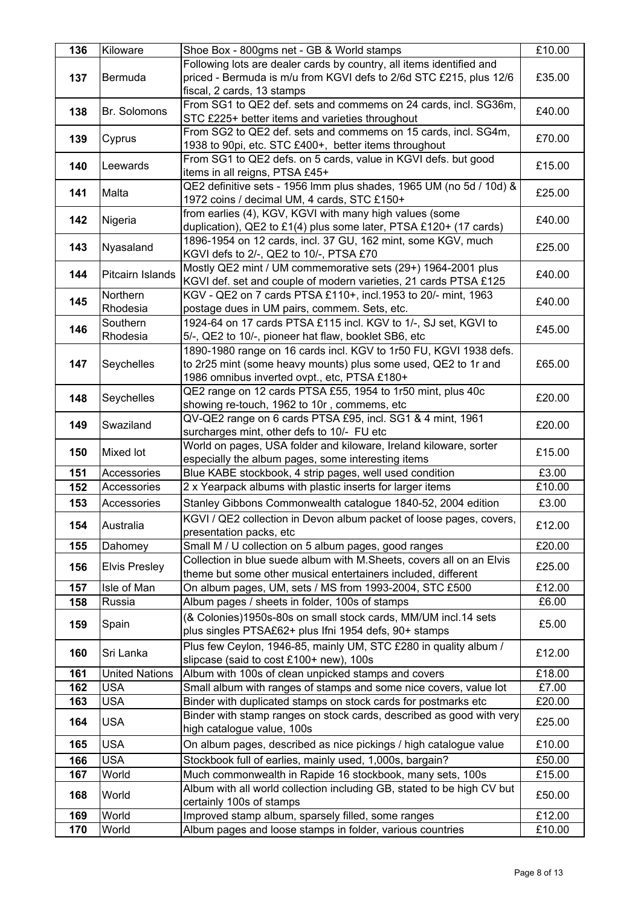| | | | |
|---|---|---|---|
| 136 | Kiloware | Shoe Box - 800gms net - GB & World stamps | £10.00 |
| 137 | Bermuda | Following lots are dealer cards by country, all items identified and priced - Bermuda is m/u from KGVI defs to 2/6d STC £215, plus 12/6 fiscal, 2 cards, 13 stamps | £35.00 |
| 138 | Br. Solomons | From SG1 to QE2 def. sets and commems on 24 cards, incl. SG36m, STC £225+ better items and varieties throughout | £40.00 |
| 139 | Cyprus | From SG2 to QE2 def. sets and commems on 15 cards, incl. SG4m, 1938 to 90pi, etc. STC £400+, better items throughout | £70.00 |
| 140 | Leewards | From SG1 to QE2 defs. on 5 cards, value in KGVI defs. but good items in all reigns, PTSA £45+ | £15.00 |
| 141 | Malta | QE2 definitive sets - 1956 lmm plus shades, 1965 UM (no 5d / 10d) & 1972 coins / decimal UM, 4 cards, STC £150+ | £25.00 |
| 142 | Nigeria | from earlies (4), KGV, KGVI with many high values (some duplication), QE2 to £1(4) plus some later, PTSA £120+ (17 cards) | £40.00 |
| 143 | Nyasaland | 1896-1954 on 12 cards, incl. 37 GU, 162 mint, some KGV, much KGVI defs to 2/-, QE2 to 10/-, PTSA £70 | £25.00 |
| 144 | Pitcairn Islands | Mostly QE2 mint / UM commemorative sets (29+) 1964-2001 plus KGVI def. set and couple of modern varieties, 21 cards PTSA £125 | £40.00 |
| 145 | Northern Rhodesia | KGV - QE2 on 7 cards PTSA £110+, incl.1953 to 20/- mint, 1963 postage dues in UM pairs, commem. Sets, etc. | £40.00 |
| 146 | Southern Rhodesia | 1924-64 on 17 cards PTSA £115 incl. KGV to 1/-, SJ set, KGVI to 5/-, QE2 to 10/-, pioneer hat flaw, booklet SB6, etc | £45.00 |
| 147 | Seychelles | 1890-1980 range on 16 cards incl. KGV to 1r50 FU, KGVI 1938 defs. to 2r25 mint (some heavy mounts) plus some used, QE2 to 1r and 1986 omnibus inverted ovpt., etc, PTSA £180+ | £65.00 |
| 148 | Seychelles | QE2 range on 12 cards PTSA £55, 1954 to 1r50 mint, plus 40c showing re-touch, 1962 to 10r , commems, etc | £20.00 |
| 149 | Swaziland | QV-QE2 range on 6 cards PTSA £95, incl. SG1 & 4 mint, 1961 surcharges mint, other defs to 10/- FU etc | £20.00 |
| 150 | Mixed lot | World on pages, USA folder and kiloware, Ireland kiloware, sorter especially the album pages, some interesting items | £15.00 |
| 151 | Accessories | Blue KABE stockbook, 4 strip pages, well used condition | £3.00 |
| 152 | Accessories | 2 x Yearpack albums with plastic inserts for larger items | £10.00 |
| 153 | Accessories | Stanley Gibbons Commonwealth catalogue 1840-52, 2004 edition | £3.00 |
| 154 | Australia | KGVI / QE2 collection in Devon album packet of loose pages, covers, presentation packs, etc | £12.00 |
| 155 | Dahomey | Small M / U collection on 5 album pages, good ranges | £20.00 |
| 156 | Elvis Presley | Collection in blue suede album with M.Sheets, covers all on an Elvis theme but some other musical entertainers included, different | £25.00 |
| 157 | Isle of Man | On album pages, UM, sets / MS from 1993-2004, STC £500 | £12.00 |
| 158 | Russia | Album pages / sheets in folder, 100s of stamps | £6.00 |
| 159 | Spain | (& Colonies)1950s-80s on small stock cards, MM/UM incl.14 sets plus singles PTSA£62+ plus Ifni 1954 defs, 90+ stamps | £5.00 |
| 160 | Sri Lanka | Plus few Ceylon, 1946-85, mainly UM, STC £280 in quality album / slipcase (said to cost £100+ new), 100s | £12.00 |
| 161 | United Nations | Album with 100s of clean unpicked stamps and covers | £18.00 |
| 162 | USA | Small album with ranges of stamps and some nice covers, value lot | £7.00 |
| 163 | USA | Binder with duplicated stamps on stock cards for postmarks etc | £20.00 |
| 164 | USA | Binder with stamp ranges on stock cards, described as good with very high catalogue value, 100s | £25.00 |
| 165 | USA | On album pages, described as nice pickings / high catalogue value | £10.00 |
| 166 | USA | Stockbook full of earlies, mainly used, 1,000s, bargain? | £50.00 |
| 167 | World | Much commonwealth in Rapide 16 stockbook, many sets, 100s | £15.00 |
| 168 | World | Album with all world collection including GB, stated to be high CV but certainly 100s of stamps | £50.00 |
| 169 | World | Improved stamp album, sparsely filled, some ranges | £12.00 |
| 170 | World | Album pages and loose stamps in folder, various countries | £10.00 |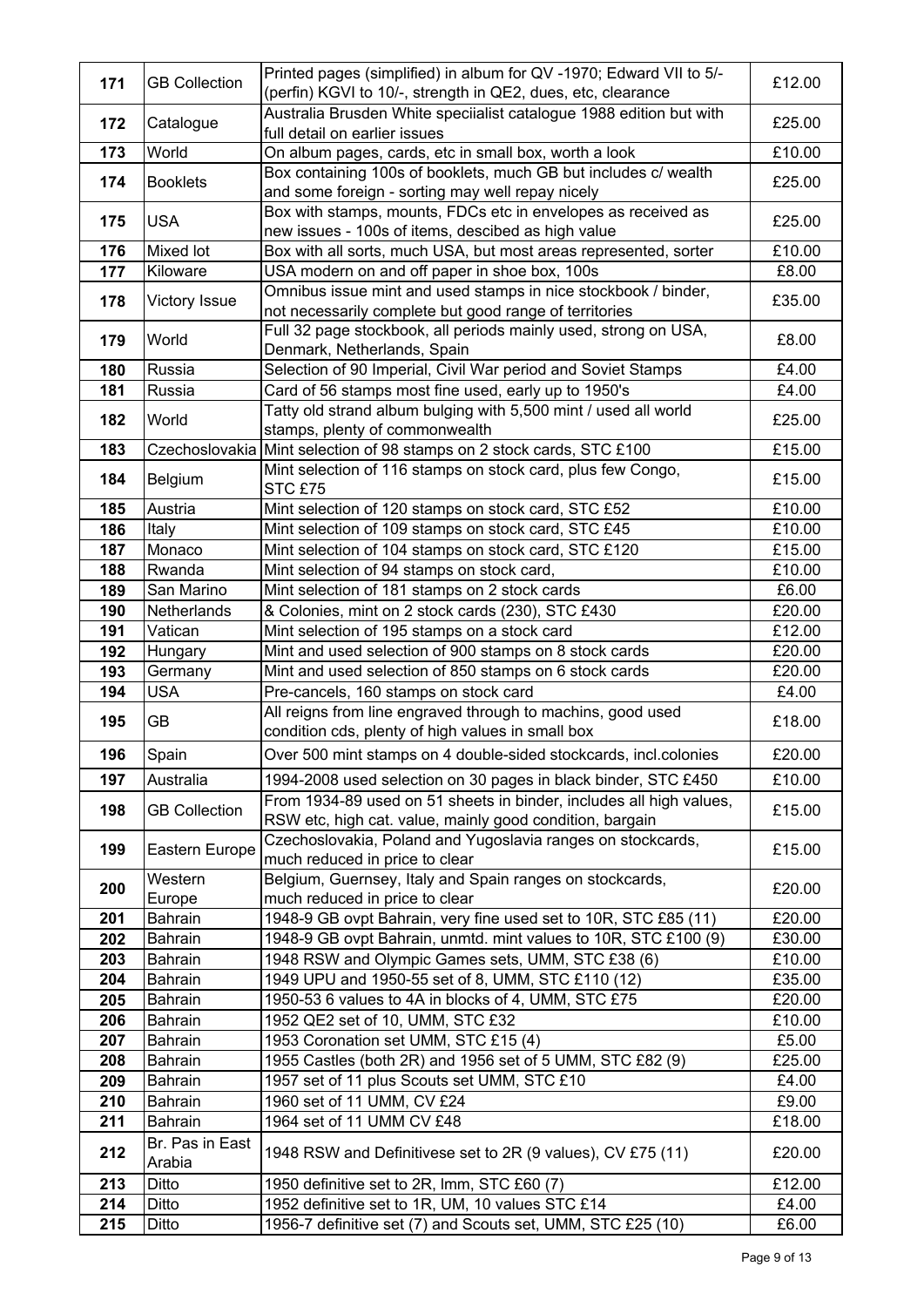| | | | |
|---|---|---|---|
| 171 | GB Collection | Printed pages (simplified) in album for QV -1970; Edward VII to 5/- (perfin) KGVI to 10/-, strength in QE2, dues, etc, clearance | £12.00 |
| 172 | Catalogue | Australia Brusden White speciialist catalogue 1988 edition but with full detail on earlier issues | £25.00 |
| 173 | World | On album pages, cards, etc in small box, worth a look | £10.00 |
| 174 | Booklets | Box containing 100s of booklets, much GB but includes c/ wealth and some foreign - sorting may well repay nicely | £25.00 |
| 175 | USA | Box with stamps, mounts, FDCs etc in envelopes as received as new issues - 100s of items, descibed as high value | £25.00 |
| 176 | Mixed lot | Box with all sorts, much USA, but most areas represented, sorter | £10.00 |
| 177 | Kiloware | USA modern on and off paper in shoe box, 100s | £8.00 |
| 178 | Victory Issue | Omnibus issue mint and used stamps in nice stockbook / binder, not necessarily complete but good range of territories | £35.00 |
| 179 | World | Full 32 page stockbook, all periods mainly used, strong on USA, Denmark, Netherlands, Spain | £8.00 |
| 180 | Russia | Selection of 90 Imperial, Civil War period and Soviet Stamps | £4.00 |
| 181 | Russia | Card of 56 stamps most fine used, early up to 1950's | £4.00 |
| 182 | World | Tatty old strand album bulging with 5,500 mint / used all world stamps, plenty of commonwealth | £25.00 |
| 183 | Czechoslovakia | Mint selection of 98 stamps on 2 stock cards, STC £100 | £15.00 |
| 184 | Belgium | Mint selection of 116 stamps on stock card, plus few Congo, STC £75 | £15.00 |
| 185 | Austria | Mint selection of 120 stamps on stock card, STC £52 | £10.00 |
| 186 | Italy | Mint selection of 109 stamps on stock card, STC £45 | £10.00 |
| 187 | Monaco | Mint selection of 104 stamps on stock card, STC £120 | £15.00 |
| 188 | Rwanda | Mint selection of 94 stamps on stock card, | £10.00 |
| 189 | San Marino | Mint selection of 181 stamps on 2 stock cards | £6.00 |
| 190 | Netherlands | & Colonies, mint on 2 stock cards (230), STC £430 | £20.00 |
| 191 | Vatican | Mint selection of 195 stamps on a stock card | £12.00 |
| 192 | Hungary | Mint and used selection of 900 stamps on 8 stock cards | £20.00 |
| 193 | Germany | Mint and used selection of 850 stamps on 6 stock cards | £20.00 |
| 194 | USA | Pre-cancels, 160 stamps on stock card | £4.00 |
| 195 | GB | All reigns from line engraved through to machins, good used condition cds, plenty of high values in small box | £18.00 |
| 196 | Spain | Over 500 mint stamps on 4 double-sided stockcards, incl.colonies | £20.00 |
| 197 | Australia | 1994-2008 used selection on 30 pages in black binder, STC £450 | £10.00 |
| 198 | GB Collection | From 1934-89 used on 51 sheets in binder, includes all high values, RSW etc, high cat. value, mainly good condition, bargain | £15.00 |
| 199 | Eastern Europe | Czechoslovakia, Poland and Yugoslavia ranges on stockcards, much reduced in price to clear | £15.00 |
| 200 | Western Europe | Belgium, Guernsey, Italy and Spain ranges on stockcards, much reduced in price to clear | £20.00 |
| 201 | Bahrain | 1948-9 GB ovpt Bahrain, very fine used set to 10R, STC £85 (11) | £20.00 |
| 202 | Bahrain | 1948-9 GB ovpt Bahrain, unmtd. mint values to 10R, STC £100 (9) | £30.00 |
| 203 | Bahrain | 1948 RSW and Olympic Games sets, UMM, STC £38 (6) | £10.00 |
| 204 | Bahrain | 1949 UPU and 1950-55 set of 8, UMM, STC £110 (12) | £35.00 |
| 205 | Bahrain | 1950-53 6 values to 4A in blocks of 4, UMM, STC £75 | £20.00 |
| 206 | Bahrain | 1952 QE2 set of 10, UMM, STC £32 | £10.00 |
| 207 | Bahrain | 1953 Coronation set UMM, STC £15 (4) | £5.00 |
| 208 | Bahrain | 1955 Castles (both 2R) and 1956 set of 5 UMM, STC £82 (9) | £25.00 |
| 209 | Bahrain | 1957 set of 11 plus Scouts set UMM, STC £10 | £4.00 |
| 210 | Bahrain | 1960 set of 11 UMM, CV £24 | £9.00 |
| 211 | Bahrain | 1964 set of 11 UMM CV £48 | £18.00 |
| 212 | Br. Pas in East Arabia | 1948 RSW and Definitivese set to 2R (9 values), CV £75 (11) | £20.00 |
| 213 | Ditto | 1950 definitive set to 2R, lmm, STC £60 (7) | £12.00 |
| 214 | Ditto | 1952 definitive set to 1R, UM, 10 values STC £14 | £4.00 |
| 215 | Ditto | 1956-7 definitive set (7) and Scouts set, UMM, STC £25 (10) | £6.00 |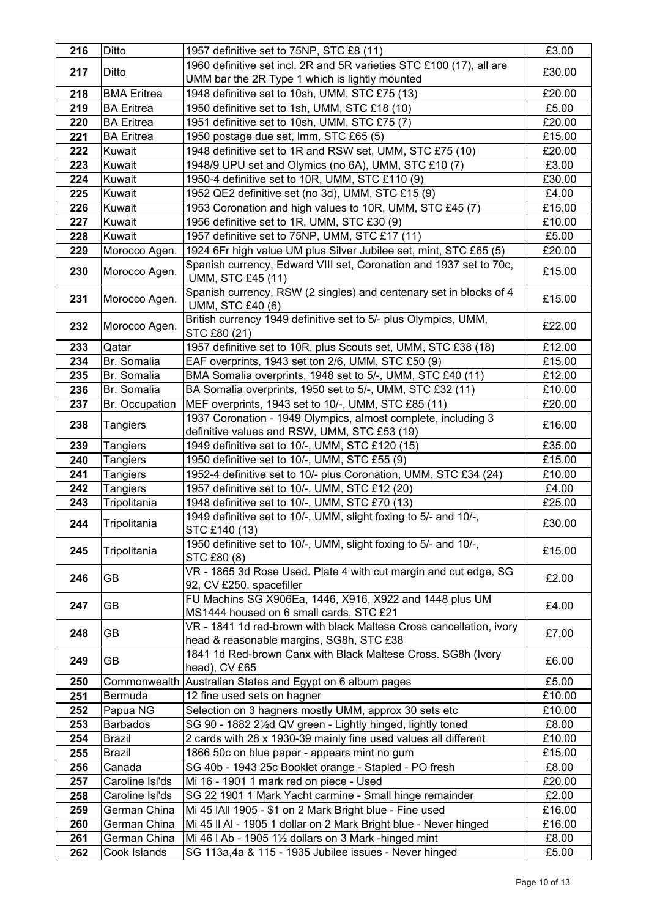| | | | |
|---|---|---|---|
| 216 | Ditto | 1957 definitive set to 75NP, STC £8 (11) | £3.00 |
| 217 | Ditto | 1960 definitive set incl. 2R and 5R varieties STC £100 (17), all are UMM bar the 2R Type 1 which is lightly mounted | £30.00 |
| 218 | BMA Eritrea | 1948 definitive set to 10sh, UMM, STC £75 (13) | £20.00 |
| 219 | BA Eritrea | 1950 definitive set to 1sh, UMM, STC £18 (10) | £5.00 |
| 220 | BA Eritrea | 1951 definitive set to 10sh, UMM, STC £75 (7) | £20.00 |
| 221 | BA Eritrea | 1950 postage due set, lmm, STC £65 (5) | £15.00 |
| 222 | Kuwait | 1948 definitive set to 1R and RSW set, UMM, STC £75 (10) | £20.00 |
| 223 | Kuwait | 1948/9 UPU set and Olymics (no 6A), UMM, STC £10 (7) | £3.00 |
| 224 | Kuwait | 1950-4 definitive set to 10R, UMM, STC £110 (9) | £30.00 |
| 225 | Kuwait | 1952 QE2 definitive set (no 3d), UMM, STC £15 (9) | £4.00 |
| 226 | Kuwait | 1953 Coronation and high values to 10R, UMM, STC £45 (7) | £15.00 |
| 227 | Kuwait | 1956 definitive set to 1R, UMM, STC £30 (9) | £10.00 |
| 228 | Kuwait | 1957 definitive set to 75NP, UMM, STC £17 (11) | £5.00 |
| 229 | Morocco Agen. | 1924 6Fr high value UM plus Silver Jubilee set, mint, STC £65 (5) | £20.00 |
| 230 | Morocco Agen. | Spanish currency, Edward VIII set, Coronation and 1937 set to 70c, UMM, STC £45 (11) | £15.00 |
| 231 | Morocco Agen. | Spanish currency, RSW (2 singles) and centenary set in blocks of 4 UMM, STC £40 (6) | £15.00 |
| 232 | Morocco Agen. | British currency 1949 definitive set to 5/- plus Olympics, UMM, STC £80 (21) | £22.00 |
| 233 | Qatar | 1957 definitive set to 10R, plus Scouts set, UMM, STC £38 (18) | £12.00 |
| 234 | Br. Somalia | EAF overprints, 1943 set ton 2/6, UMM, STC £50 (9) | £15.00 |
| 235 | Br. Somalia | BMA Somalia overprints, 1948 set to 5/-, UMM, STC £40 (11) | £12.00 |
| 236 | Br. Somalia | BA Somalia overprints, 1950 set to 5/-, UMM, STC £32 (11) | £10.00 |
| 237 | Br. Occupation | MEF overprints, 1943 set to 10/-, UMM, STC £85 (11) | £20.00 |
| 238 | Tangiers | 1937 Coronation - 1949 Olympics, almost complete, including 3 definitive values and RSW, UMM, STC £53 (19) | £16.00 |
| 239 | Tangiers | 1949 definitive set to 10/-, UMM, STC £120 (15) | £35.00 |
| 240 | Tangiers | 1950 definitive set to 10/-, UMM, STC £55 (9) | £15.00 |
| 241 | Tangiers | 1952-4 definitive set to 10/- plus Coronation, UMM, STC £34 (24) | £10.00 |
| 242 | Tangiers | 1957 definitive set to 10/-, UMM, STC £12 (20) | £4.00 |
| 243 | Tripolitania | 1948 definitive set to 10/-, UMM, STC £70 (13) | £25.00 |
| 244 | Tripolitania | 1949 definitive set to 10/-, UMM, slight foxing to 5/- and 10/-, STC £140 (13) | £30.00 |
| 245 | Tripolitania | 1950 definitive set to 10/-, UMM, slight foxing to 5/- and 10/-, STC £80 (8) | £15.00 |
| 246 | GB | VR - 1865 3d Rose Used. Plate 4 with cut margin and cut edge, SG 92, CV £250, spacefiller | £2.00 |
| 247 | GB | FU Machins SG X906Ea, 1446, X916, X922 and 1448 plus UM MS1444 housed on 6 small cards, STC £21 | £4.00 |
| 248 | GB | VR - 1841 1d red-brown with black Maltese Cross cancellation, ivory head & reasonable margins, SG8h, STC £38 | £7.00 |
| 249 | GB | 1841 1d Red-brown Canx with Black Maltese Cross. SG8h (Ivory head), CV £65 | £6.00 |
| 250 | Commonwealth | Australian States and Egypt on 6 album pages | £5.00 |
| 251 | Bermuda | 12 fine used sets on hagner | £10.00 |
| 252 | Papua NG | Selection on 3 hagners mostly UMM, approx 30 sets etc | £10.00 |
| 253 | Barbados | SG 90 - 1882 2½d QV green - Lightly hinged, lightly toned | £8.00 |
| 254 | Brazil | 2 cards with 28 x 1930-39 mainly fine used values all different | £10.00 |
| 255 | Brazil | 1866 50c on blue paper - appears mint no gum | £15.00 |
| 256 | Canada | SG 40b - 1943 25c Booklet orange - Stapled - PO fresh | £8.00 |
| 257 | Caroline Isl'ds | Mi 16 - 1901 1 mark red on piece - Used | £20.00 |
| 258 | Caroline Isl'ds | SG 22 1901 1 Mark Yacht carmine - Small hinge remainder | £2.00 |
| 259 | German China | Mi 45 IAII 1905 - $1 on 2 Mark Bright blue - Fine used | £16.00 |
| 260 | German China | Mi 45 II AI - 1905 1 dollar on 2 Mark Bright blue - Never hinged | £16.00 |
| 261 | German China | Mi 46 I Ab - 1905 1½ dollars on 3 Mark -hinged mint | £8.00 |
| 262 | Cook Islands | SG 113a,4a & 115 - 1935 Jubilee issues - Never hinged | £5.00 |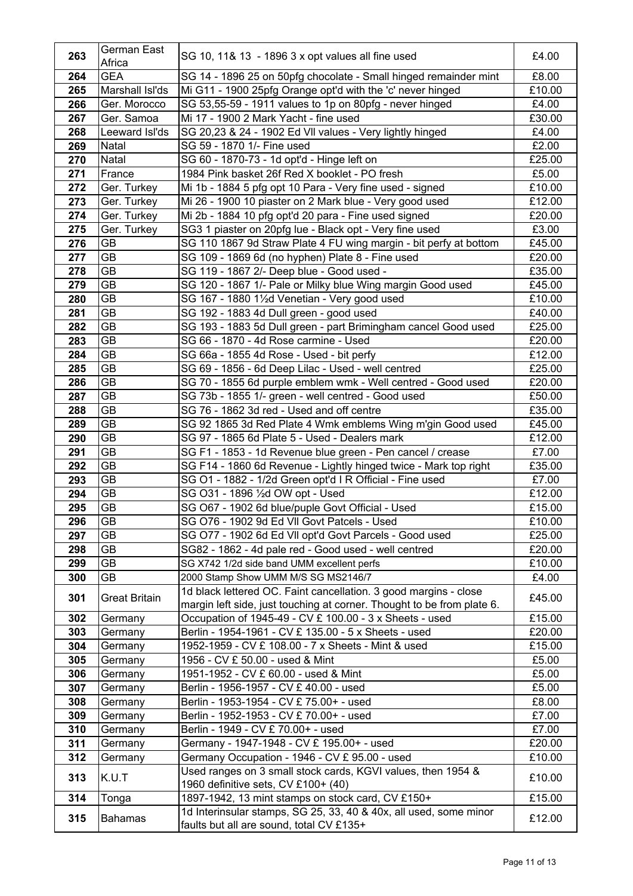| | | | |
|---|---|---|---|
| 263 | German East Africa | SG 10, 11& 13 - 1896 3 x opt values all fine used | £4.00 |
| 264 | GEA | SG 14 - 1896 25 on 50pfg chocolate - Small hinged remainder mint | £8.00 |
| 265 | Marshall Isl'ds | Mi G11 - 1900 25pfg Orange opt'd with the 'c' never hinged | £10.00 |
| 266 | Ger. Morocco | SG 53,55-59 - 1911 values to 1p on 80pfg - never hinged | £4.00 |
| 267 | Ger. Samoa | Mi 17 - 1900 2 Mark Yacht - fine used | £30.00 |
| 268 | Leeward Isl'ds | SG 20,23 & 24 - 1902 Ed VII values - Very lightly hinged | £4.00 |
| 269 | Natal | SG 59 - 1870 1/- Fine used | £2.00 |
| 270 | Natal | SG 60 - 1870-73 - 1d opt'd - Hinge left on | £25.00 |
| 271 | France | 1984 Pink basket 26f Red X booklet - PO fresh | £5.00 |
| 272 | Ger. Turkey | Mi 1b - 1884 5 pfg opt 10 Para - Very fine used - signed | £10.00 |
| 273 | Ger. Turkey | Mi 26 - 1900 10 piaster on 2 Mark blue - Very good used | £12.00 |
| 274 | Ger. Turkey | Mi 2b - 1884 10 pfg opt'd 20 para - Fine used signed | £20.00 |
| 275 | Ger. Turkey | SG3 1 piaster on 20pfg lue - Black opt - Very fine used | £3.00 |
| 276 | GB | SG 110 1867 9d Straw Plate 4 FU wing margin - bit perfy at bottom | £45.00 |
| 277 | GB | SG 109 - 1869 6d (no hyphen) Plate 8 - Fine used | £20.00 |
| 278 | GB | SG 119 - 1867 2/- Deep blue - Good used - | £35.00 |
| 279 | GB | SG 120 - 1867 1/- Pale or Milky blue Wing margin Good used | £45.00 |
| 280 | GB | SG 167 - 1880 1½d Venetian - Very good used | £10.00 |
| 281 | GB | SG 192 - 1883 4d Dull green - good used | £40.00 |
| 282 | GB | SG 193 - 1883 5d Dull green - part Brimingham cancel Good used | £25.00 |
| 283 | GB | SG 66 - 1870 - 4d Rose carmine - Used | £20.00 |
| 284 | GB | SG 66a - 1855 4d Rose - Used - bit perfy | £12.00 |
| 285 | GB | SG 69 - 1856 - 6d Deep Lilac - Used - well centred | £25.00 |
| 286 | GB | SG 70 - 1855 6d purple emblem wmk - Well centred - Good used | £20.00 |
| 287 | GB | SG 73b - 1855 1/- green - well centred - Good used | £50.00 |
| 288 | GB | SG 76 - 1862 3d red - Used and off centre | £35.00 |
| 289 | GB | SG 92 1865 3d Red Plate 4 Wmk emblems Wing m'gin Good used | £45.00 |
| 290 | GB | SG 97 - 1865 6d Plate 5 - Used - Dealers mark | £12.00 |
| 291 | GB | SG F1 - 1853 - 1d Revenue blue green - Pen cancel / crease | £7.00 |
| 292 | GB | SG F14 - 1860 6d Revenue - Lightly hinged twice - Mark top right | £35.00 |
| 293 | GB | SG O1 - 1882 - 1/2d Green opt'd I R Official - Fine used | £7.00 |
| 294 | GB | SG O31 - 1896 ½d OW opt - Used | £12.00 |
| 295 | GB | SG O67 - 1902 6d blue/puple Govt Official - Used | £15.00 |
| 296 | GB | SG O76 - 1902 9d Ed VII Govt Patcels - Used | £10.00 |
| 297 | GB | SG O77 - 1902 6d Ed VII opt'd Govt Parcels - Good used | £25.00 |
| 298 | GB | SG82 - 1862 - 4d pale red - Good used - well centred | £20.00 |
| 299 | GB | SG X742 1/2d side band UMM excellent perfs | £10.00 |
| 300 | GB | 2000 Stamp Show UMM M/S SG MS2146/7 | £4.00 |
| 301 | Great Britain | 1d black lettered OC. Faint cancellation. 3 good margins - close margin left side, just touching at corner. Thought to be from plate 6. | £45.00 |
| 302 | Germany | Occupation of 1945-49 - CV £ 100.00 - 3 x Sheets - used | £15.00 |
| 303 | Germany | Berlin - 1954-1961 - CV £ 135.00 - 5 x Sheets - used | £20.00 |
| 304 | Germany | 1952-1959 - CV £ 108.00 - 7 x Sheets - Mint & used | £15.00 |
| 305 | Germany | 1956 - CV £ 50.00 - used & Mint | £5.00 |
| 306 | Germany | 1951-1952 - CV £ 60.00 - used & Mint | £5.00 |
| 307 | Germany | Berlin - 1956-1957 - CV £ 40.00 - used | £5.00 |
| 308 | Germany | Berlin - 1953-1954 - CV £ 75.00+ - used | £8.00 |
| 309 | Germany | Berlin - 1952-1953 - CV £ 70.00+ - used | £7.00 |
| 310 | Germany | Berlin - 1949 - CV £ 70.00+ - used | £7.00 |
| 311 | Germany | Germany - 1947-1948 - CV £ 195.00+ - used | £20.00 |
| 312 | Germany | Germany Occupation - 1946 - CV £ 95.00 - used | £10.00 |
| 313 | K.U.T | Used ranges on 3 small stock cards, KGVI values, then 1954 & 1960 definitive sets, CV £100+ (40) | £10.00 |
| 314 | Tonga | 1897-1942, 13 mint stamps on stock card, CV £150+ | £15.00 |
| 315 | Bahamas | 1d Interinsular stamps, SG 25, 33, 40 & 40x, all used, some minor faults but all are sound, total CV £135+ | £12.00 |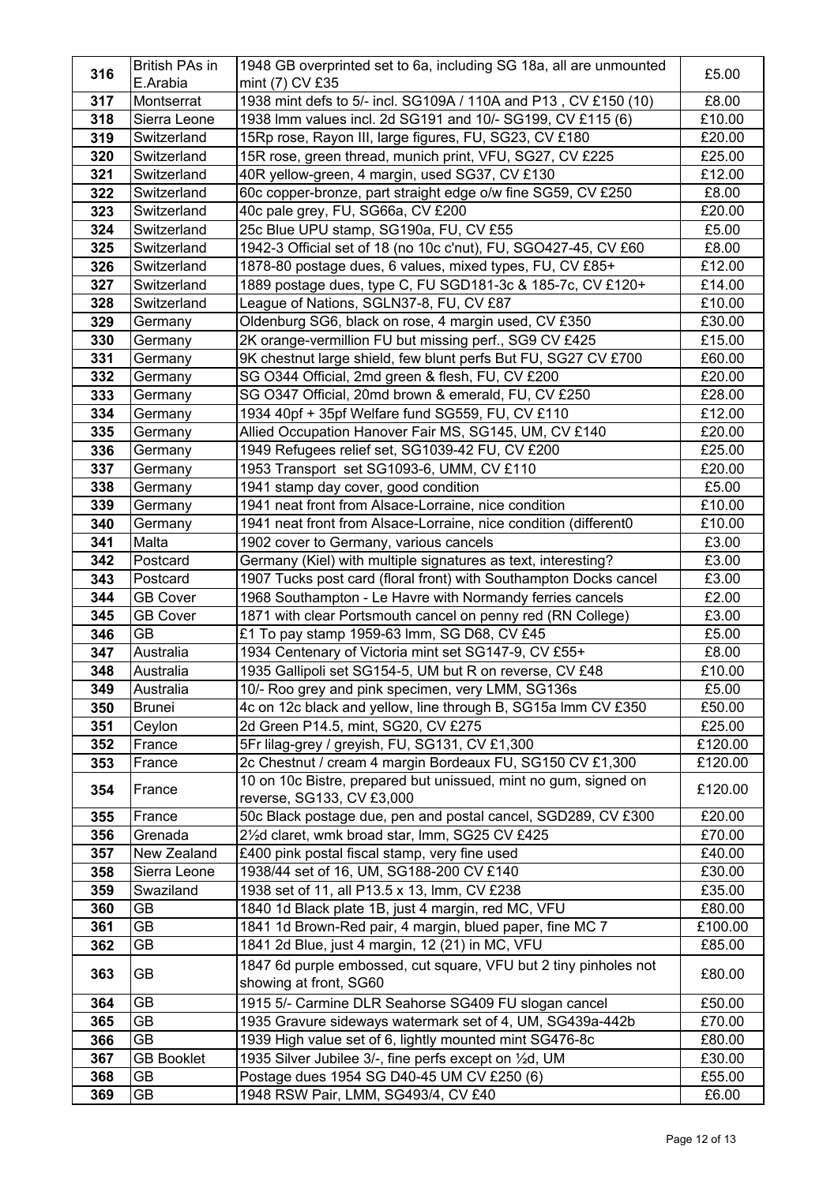| | | | |
|---|---|---|---|
| 316 | British PAs in E.Arabia | 1948 GB overprinted set to 6a, including SG 18a, all are unmounted mint (7) CV £35 | £5.00 |
| 317 | Montserrat | 1938 mint defs to 5/- incl. SG109A / 110A and P13 , CV £150 (10) | £8.00 |
| 318 | Sierra Leone | 1938 lmm values incl. 2d SG191 and 10/- SG199, CV £115 (6) | £10.00 |
| 319 | Switzerland | 15Rp rose, Rayon III, large figures, FU, SG23, CV £180 | £20.00 |
| 320 | Switzerland | 15R rose, green thread, munich print, VFU, SG27, CV £225 | £25.00 |
| 321 | Switzerland | 40R yellow-green, 4 margin, used SG37, CV £130 | £12.00 |
| 322 | Switzerland | 60c copper-bronze, part straight edge o/w fine SG59, CV £250 | £8.00 |
| 323 | Switzerland | 40c pale grey, FU, SG66a, CV £200 | £20.00 |
| 324 | Switzerland | 25c Blue UPU stamp, SG190a, FU, CV £55 | £5.00 |
| 325 | Switzerland | 1942-3 Official set of 18 (no 10c c'nut), FU, SGO427-45, CV £60 | £8.00 |
| 326 | Switzerland | 1878-80 postage dues, 6 values, mixed types, FU, CV £85+ | £12.00 |
| 327 | Switzerland | 1889 postage dues, type C, FU SGD181-3c & 185-7c, CV £120+ | £14.00 |
| 328 | Switzerland | League of Nations, SGLN37-8, FU, CV £87 | £10.00 |
| 329 | Germany | Oldenburg SG6, black on rose, 4 margin used, CV £350 | £30.00 |
| 330 | Germany | 2K orange-vermillion FU but missing perf., SG9 CV £425 | £15.00 |
| 331 | Germany | 9K chestnut large shield, few blunt perfs But FU, SG27 CV £700 | £60.00 |
| 332 | Germany | SG O344 Official, 2md green & flesh, FU, CV £200 | £20.00 |
| 333 | Germany | SG O347 Official, 20md brown & emerald, FU, CV £250 | £28.00 |
| 334 | Germany | 1934 40pf + 35pf Welfare fund SG559, FU, CV £110 | £12.00 |
| 335 | Germany | Allied Occupation Hanover Fair MS, SG145, UM, CV £140 | £20.00 |
| 336 | Germany | 1949 Refugees relief set, SG1039-42 FU, CV £200 | £25.00 |
| 337 | Germany | 1953 Transport set SG1093-6, UMM, CV £110 | £20.00 |
| 338 | Germany | 1941 stamp day cover, good condition | £5.00 |
| 339 | Germany | 1941 neat front from Alsace-Lorraine, nice condition | £10.00 |
| 340 | Germany | 1941 neat front from Alsace-Lorraine, nice condition (different0 | £10.00 |
| 341 | Malta | 1902 cover to Germany, various cancels | £3.00 |
| 342 | Postcard | Germany (Kiel) with multiple signatures as text, interesting? | £3.00 |
| 343 | Postcard | 1907 Tucks post card (floral front) with Southampton Docks cancel | £3.00 |
| 344 | GB Cover | 1968 Southampton - Le Havre with Normandy ferries cancels | £2.00 |
| 345 | GB Cover | 1871 with clear Portsmouth cancel on penny red (RN College) | £3.00 |
| 346 | GB | £1 To pay stamp 1959-63 lmm, SG D68, CV £45 | £5.00 |
| 347 | Australia | 1934 Centenary of Victoria mint set SG147-9, CV £55+ | £8.00 |
| 348 | Australia | 1935 Gallipoli set SG154-5, UM but R on reverse, CV £48 | £10.00 |
| 349 | Australia | 10/- Roo grey and pink specimen, very LMM, SG136s | £5.00 |
| 350 | Brunei | 4c on 12c black and yellow, line through B, SG15a lmm CV £350 | £50.00 |
| 351 | Ceylon | 2d Green P14.5, mint, SG20, CV £275 | £25.00 |
| 352 | France | 5Fr lilag-grey / greyish, FU, SG131, CV £1,300 | £120.00 |
| 353 | France | 2c Chestnut / cream 4 margin Bordeaux FU, SG150 CV £1,300 | £120.00 |
| 354 | France | 10 on 10c Bistre, prepared but unissued, mint no gum, signed on reverse, SG133, CV £3,000 | £120.00 |
| 355 | France | 50c Black postage due, pen and postal cancel, SGD289, CV £300 | £20.00 |
| 356 | Grenada | 2½d claret, wmk broad star, lmm, SG25 CV £425 | £70.00 |
| 357 | New Zealand | £400 pink postal fiscal stamp, very fine used | £40.00 |
| 358 | Sierra Leone | 1938/44 set of 16, UM, SG188-200 CV £140 | £30.00 |
| 359 | Swaziland | 1938 set of 11, all P13.5 x 13, lmm, CV £238 | £35.00 |
| 360 | GB | 1840 1d Black plate 1B, just 4 margin, red MC, VFU | £80.00 |
| 361 | GB | 1841 1d Brown-Red pair, 4 margin, blued paper, fine MC 7 | £100.00 |
| 362 | GB | 1841 2d Blue, just 4 margin, 12 (21) in MC, VFU | £85.00 |
| 363 | GB | 1847 6d purple embossed, cut square, VFU but 2 tiny pinholes not showing at front, SG60 | £80.00 |
| 364 | GB | 1915 5/- Carmine DLR Seahorse SG409 FU slogan cancel | £50.00 |
| 365 | GB | 1935 Gravure sideways watermark set of 4, UM, SG439a-442b | £70.00 |
| 366 | GB | 1939 High value set of 6, lightly mounted mint SG476-8c | £80.00 |
| 367 | GB Booklet | 1935 Silver Jubilee 3/-, fine perfs except on ½d, UM | £30.00 |
| 368 | GB | Postage dues 1954 SG D40-45 UM CV £250 (6) | £55.00 |
| 369 | GB | 1948 RSW Pair, LMM, SG493/4, CV £40 | £6.00 |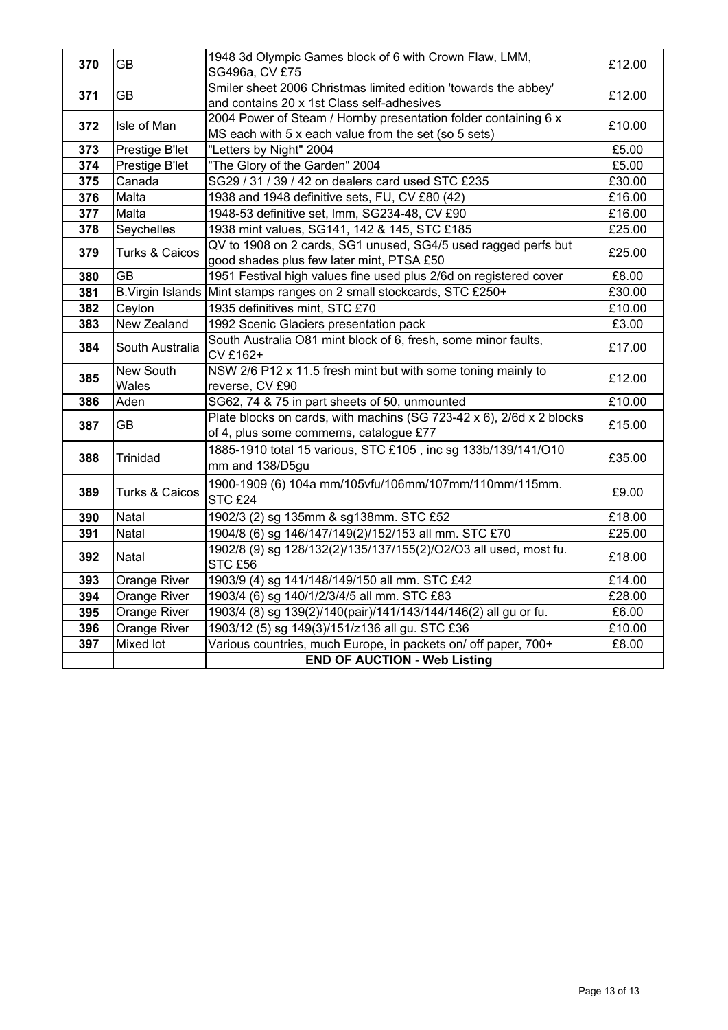| | | | |
|---|---|---|---|
| **370** | GB | 1948 3d Olympic Games block of 6 with Crown Flaw, LMM, SG496a, CV £75 | £12.00 |
| **371** | GB | Smiler sheet 2006 Christmas limited edition 'towards the abbey' and contains 20 x 1st Class self-adhesives | £12.00 |
| **372** | Isle of Man | 2004 Power of Steam / Hornby presentation folder containing 6 x MS each with 5 x each value from the set (so 5 sets) | £10.00 |
| **373** | Prestige B'let | "Letters by Night" 2004 | £5.00 |
| **374** | Prestige B'let | "The Glory of the Garden" 2004 | £5.00 |
| **375** | Canada | SG29 / 31 / 39 / 42 on dealers card used STC £235 | £30.00 |
| **376** | Malta | 1938 and 1948 definitive sets, FU, CV £80 (42) | £16.00 |
| **377** | Malta | 1948-53 definitive set, lmm, SG234-48, CV £90 | £16.00 |
| **378** | Seychelles | 1938 mint values, SG141, 142 & 145, STC £185 | £25.00 |
| **379** | Turks & Caicos | QV to 1908 on 2 cards, SG1 unused, SG4/5 used ragged perfs but good shades plus few later mint, PTSA £50 | £25.00 |
| **380** | GB | 1951 Festival high values fine used plus 2/6d on registered cover | £8.00 |
| **381** | B.Virgin Islands | Mint stamps ranges on 2 small stockcards, STC £250+ | £30.00 |
| **382** | Ceylon | 1935 definitives mint, STC £70 | £10.00 |
| **383** | New Zealand | 1992 Scenic Glaciers presentation pack | £3.00 |
| **384** | South Australia | South Australia O81 mint block of 6, fresh, some minor faults, CV £162+ | £17.00 |
| **385** | New South Wales | NSW 2/6 P12 x 11.5 fresh mint but with some toning mainly to reverse, CV £90 | £12.00 |
| **386** | Aden | SG62, 74 & 75 in part sheets of 50, unmounted | £10.00 |
| **387** | GB | Plate blocks on cards, with machins (SG 723-42 x 6), 2/6d x 2 blocks of 4, plus some commems, catalogue £77 | £15.00 |
| **388** | Trinidad | 1885-1910 total 15 various, STC £105 , inc sg 133b/139/141/O10 mm and 138/D5gu | £35.00 |
| **389** | Turks & Caicos | 1900-1909 (6) 104a mm/105vfu/106mm/107mm/110mm/115mm. STC £24 | £9.00 |
| **390** | Natal | 1902/3 (2) sg 135mm & sg138mm. STC £52 | £18.00 |
| **391** | Natal | 1904/8 (6) sg 146/147/149(2)/152/153 all mm. STC £70 | £25.00 |
| **392** | Natal | 1902/8 (9) sg 128/132(2)/135/137/155(2)/O2/O3 all used, most fu. STC £56 | £18.00 |
| **393** | Orange River | 1903/9 (4) sg 141/148/149/150 all mm. STC £42 | £14.00 |
| **394** | Orange River | 1903/4 (6) sg 140/1/2/3/4/5 all mm. STC £83 | £28.00 |
| **395** | Orange River | 1903/4 (8) sg 139(2)/140(pair)/141/143/144/146(2) all gu or fu. | £6.00 |
| **396** | Orange River | 1903/12 (5) sg 149(3)/151/z136 all gu. STC £36 | £10.00 |
| **397** | Mixed lot | Various countries, much Europe, in packets on/ off paper, 700+ | £8.00 |
| | | **END OF AUCTION - Web Listing** | |